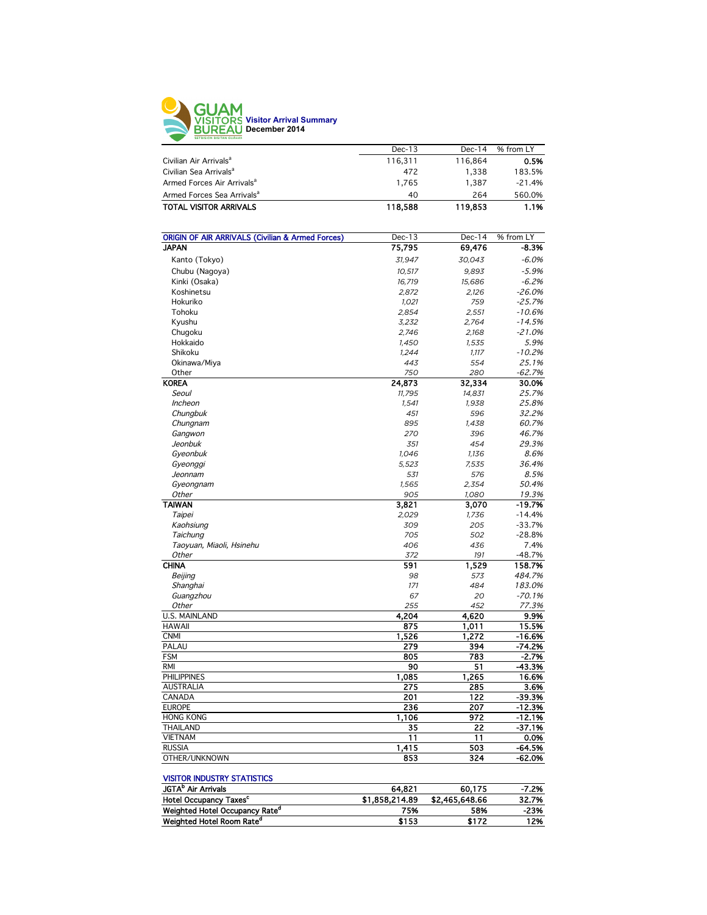# GUAM VISITORS BUREAU

**Visitor Arrival Summary**
**December 2014**

| | Dec-13 | Dec-14 | % from LY |
|---|---|---|---|
| Civilian Air Arrivals[a] | 116,311 | 116,864 | 0.5% |
| Civilian Sea Arrivals[a] | 472 | 1,338 | 183.5% |
| Armed Forces Air Arrivals[a] | 1,765 | 1,387 | -21.4% |
| Armed Forces Sea Arrivals[a] | 40 | 264 | 560.0% |
| **TOTAL VISITOR ARRIVALS** | **118,588** | **119,853** | **1.1%** |

| ORIGIN OF AIR ARRIVALS (Civilian & Armed Forces) | Dec-13 | Dec-14 | % from LY |
|---|---|---|---|
| **JAPAN** | **75,795** | **69,476** | **-8.3%** |
| Kanto (Tokyo) | *31,947* | *30,043* | *-6.0%* |
| Chubu (Nagoya) | *10,517* | *9,893* | *-5.9%* |
| Kinki (Osaka) | *16,719* | *15,686* | *-6.2%* |
| Koshinetsu | *2,872* | *2,126* | *-26.0%* |
| Hokuriko | *1,021* | *759* | *-25.7%* |
| Tohoku | *2,854* | *2,551* | *-10.6%* |
| Kyushu | *3,232* | *2,764* | *-14.5%* |
| Chugoku | *2,746* | *2,168* | *-21.0%* |
| Hokkaido | *1,450* | *1,535* | *5.9%* |
| Shikoku | *1,244* | *1,117* | *-10.2%* |
| Okinawa/Miya | *443* | *554* | *25.1%* |
| Other | *750* | *280* | *-62.7%* |
| **KOREA** | **24,873** | **32,334** | **30.0%** |
| *Seoul* | *11,795* | *14,831* | *25.7%* |
| *Incheon* | *1,541* | *1,938* | *25.8%* |
| *Chungbuk* | *451* | *596* | *32.2%* |
| *Chungnam* | *895* | *1,438* | *60.7%* |
| *Gangwon* | *270* | *396* | *46.7%* |
| *Jeonbuk* | *351* | *454* | *29.3%* |
| *Gyeonbuk* | *1,046* | *1,136* | *8.6%* |
| *Gyeonggi* | *5,523* | *7,535* | *36.4%* |
| *Jeonnam* | *531* | *576* | *8.5%* |
| *Gyeongnam* | *1,565* | *2,354* | *50.4%* |
| *Other* | *905* | *1,080* | *19.3%* |
| **TAIWAN** | **3,821** | **3,070** | **-19.7%** |
| *Taipei* | *2,029* | *1,736* | -14.4% |
| *Kaohsiung* | *309* | *205* | -33.7% |
| *Taichung* | *705* | *502* | -28.8% |
| *Taoyuan, Miaoli, Hsinehu* | *406* | *436* | 7.4% |
| *Other* | *372* | *191* | -48.7% |
| **CHINA** | **591** | **1,529** | **158.7%** |
| *Beijing* | *98* | *573* | *484.7%* |
| *Shanghai* | *171* | *484* | *183.0%* |
| *Guangzhou* | *67* | *20* | *-70.1%* |
| *Other* | *255* | *452* | *77.3%* |
| U.S. MAINLAND | **4,204** | **4,620** | **9.9%** |
| HAWAII | **875** | **1,011** | **15.5%** |
| CNMI | **1,526** | **1,272** | **-16.6%** |
| PALAU | **279** | **394** | **-74.2%** |
| FSM | **805** | **783** | **-2.7%** |
| RMI | **90** | **51** | **-43.3%** |
| PHILIPPINES | **1,085** | **1,265** | **16.6%** |
| AUSTRALIA | **275** | **285** | **3.6%** |
| CANADA | **201** | **122** | **-39.3%** |
| EUROPE | **236** | **207** | **-12.3%** |
| HONG KONG | **1,106** | **972** | **-12.1%** |
| THAILAND | **35** | **22** | **-37.1%** |
| VIETNAM | **11** | **11** | **0.0%** |
| RUSSIA | **1,415** | **503** | **-64.5%** |
| OTHER/UNKNOWN | **853** | **324** | **-62.0%** |

| VISITOR INDUSTRY STATISTICS | | | |
|---|---|---|---|
| **JGTA[b] Air Arrivals** | **64,821** | **60,175** | **-7.2%** |
| **Hotel Occupancy Taxes[c]** | **$1,858,214.89** | **$2,465,648.66** | **32.7%** |
| **Weighted Hotel Occupancy Rate[d]** | **75%** | **58%** | **-23%** |
| **Weighted Hotel Room Rate[d]** | **$153** | **$172** | **12%** |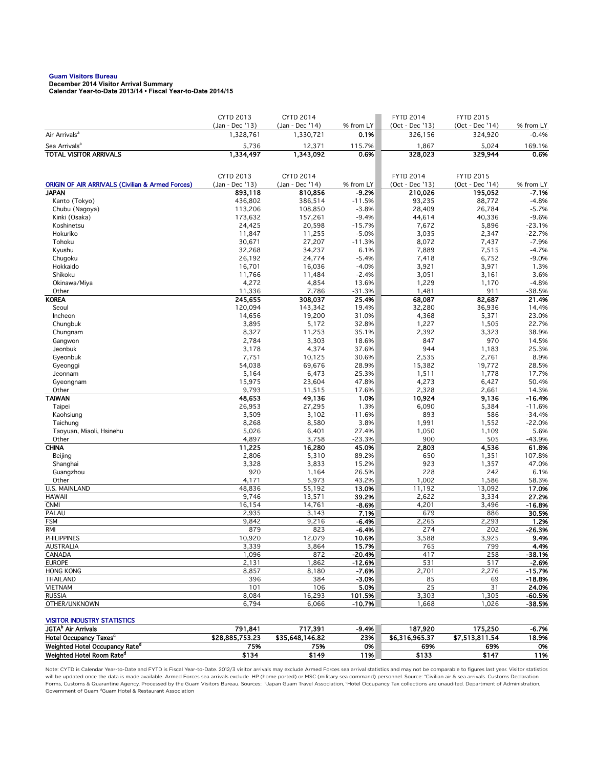**Guam Visitors Bureau**
**December 2014 Visitor Arrival Summary**
**Calendar Year-to-Date 2013/14 • Fiscal Year-to-Date 2014/15**

| | CYTD 2013 (Jan - Dec '13) | CYTD 2014 (Jan - Dec '14) | % from LY | FYTD 2014 (Oct - Dec '13) | FYTD 2015 (Oct - Dec '14) | % from LY |
|---|---|---|---|---|---|---|
| Air Arrivals[a] | 1,328,761 | 1,330,721 | 0.1% | 326,156 | 324,920 | -0.4% |
| Sea Arrivals[a] | 5,736 | 12,371 | 115.7% | 1,867 | 5,024 | 169.1% |
| **TOTAL VISITOR ARRIVALS** | **1,334,497** | **1,343,092** | **0.6%** | **328,023** | **329,944** | **0.6%** |

| ORIGIN OF AIR ARRIVALS (Civilian & Armed Forces) | CYTD 2013 (Jan - Dec '13) | CYTD 2014 (Jan - Dec '14) | % from LY | FYTD 2014 (Oct - Dec '13) | FYTD 2015 (Oct - Dec '14) | % from LY |
|---|---|---|---|---|---|---|
| **JAPAN** | **893,118** | **810,856** | **-9.2%** | **210,026** | **195,052** | **-7.1%** |
| Kanto (Tokyo) | 436,802 | 386,514 | -11.5% | 93,235 | 88,772 | -4.8% |
| Chubu (Nagoya) | 113,206 | 108,850 | -3.8% | 28,409 | 26,784 | -5.7% |
| Kinki (Osaka) | 173,632 | 157,261 | -9.4% | 44,614 | 40,336 | -9.6% |
| Koshinetsu | 24,425 | 20,598 | -15.7% | 7,672 | 5,896 | -23.1% |
| Hokuriko | 11,847 | 11,255 | -5.0% | 3,035 | 2,347 | -22.7% |
| Tohoku | 30,671 | 27,207 | -11.3% | 8,072 | 7,437 | -7.9% |
| Kyushu | 32,268 | 34,237 | 6.1% | 7,889 | 7,515 | -4.7% |
| Chugoku | 26,192 | 24,774 | -5.4% | 7,418 | 6,752 | -9.0% |
| Hokkaido | 16,701 | 16,036 | -4.0% | 3,921 | 3,971 | 1.3% |
| Shikoku | 11,766 | 11,484 | -2.4% | 3,051 | 3,161 | 3.6% |
| Okinawa/Miya | 4,272 | 4,854 | 13.6% | 1,229 | 1,170 | -4.8% |
| Other | 11,336 | 7,786 | -31.3% | 1,481 | 911 | -38.5% |
| **KOREA** | **245,655** | **308,037** | **25.4%** | **68,087** | **82,687** | **21.4%** |
| Seoul | 120,094 | 143,342 | 19.4% | 32,280 | 36,936 | 14.4% |
| Incheon | 14,656 | 19,200 | 31.0% | 4,368 | 5,371 | 23.0% |
| Chungbuk | 3,895 | 5,172 | 32.8% | 1,227 | 1,505 | 22.7% |
| Chungnam | 8,327 | 11,253 | 35.1% | 2,392 | 3,323 | 38.9% |
| Gangwon | 2,784 | 3,303 | 18.6% | 847 | 970 | 14.5% |
| Jeonbuk | 3,178 | 4,374 | 37.6% | 944 | 1,183 | 25.3% |
| Gyeonbuk | 7,751 | 10,125 | 30.6% | 2,535 | 2,761 | 8.9% |
| Gyeonggi | 54,038 | 69,676 | 28.9% | 15,382 | 19,772 | 28.5% |
| Jeonnam | 5,164 | 6,473 | 25.3% | 1,511 | 1,778 | 17.7% |
| Gyeongnam | 15,975 | 23,604 | 47.8% | 4,273 | 6,427 | 50.4% |
| Other | 9,793 | 11,515 | 17.6% | 2,328 | 2,661 | 14.3% |
| **TAIWAN** | **48,653** | **49,136** | **1.0%** | **10,924** | **9,136** | **-16.4%** |
| Taipei | 26,953 | 27,295 | 1.3% | 6,090 | 5,384 | -11.6% |
| Kaohsiung | 3,509 | 3,102 | -11.6% | 893 | 586 | -34.4% |
| Taichung | 8,268 | 8,580 | 3.8% | 1,991 | 1,552 | -22.0% |
| Taoyuan, Miaoli, Hsinehu | 5,026 | 6,401 | 27.4% | 1,050 | 1,109 | 5.6% |
| Other | 4,897 | 3,758 | -23.3% | 900 | 505 | -43.9% |
| **CHINA** | **11,225** | **16,280** | **45.0%** | **2,803** | **4,536** | **61.8%** |
| Beijing | 2,806 | 5,310 | 89.2% | 650 | 1,351 | 107.8% |
| Shanghai | 3,328 | 3,833 | 15.2% | 923 | 1,357 | 47.0% |
| Guangzhou | 920 | 1,164 | 26.5% | 228 | 242 | 6.1% |
| Other | 4,171 | 5,973 | 43.2% | 1,002 | 1,586 | 58.3% |
| U.S. MAINLAND | 48,836 | 55,192 | **13.0%** | 11,192 | 13,092 | **17.0%** |
| HAWAII | 9,746 | 13,571 | **39.2%** | 2,622 | 3,334 | **27.2%** |
| CNMI | 16,154 | 14,761 | **-8.6%** | 4,201 | 3,496 | **-16.8%** |
| PALAU | 2,935 | 3,143 | **7.1%** | 679 | 886 | **30.5%** |
| FSM | 9,842 | 9,216 | **-6.4%** | 2,265 | 2,293 | **1.2%** |
| RMI | 879 | 823 | **-6.4%** | 274 | 202 | **-26.3%** |
| PHILIPPINES | 10,920 | 12,079 | **10.6%** | 3,588 | 3,925 | **9.4%** |
| AUSTRALIA | 3,339 | 3,864 | **15.7%** | 765 | 799 | **4.4%** |
| CANADA | 1,096 | 872 | **-20.4%** | 417 | 258 | **-38.1%** |
| EUROPE | 2,131 | 1,862 | **-12.6%** | 531 | 517 | **-2.6%** |
| HONG KONG | 8,857 | 8,180 | **-7.6%** | 2,701 | 2,276 | **-15.7%** |
| THAILAND | 396 | 384 | **-3.0%** | 85 | 69 | **-18.8%** |
| VIETNAM | 101 | 106 | **5.0%** | 25 | 31 | **24.0%** |
| RUSSIA | 8,084 | 16,293 | **101.5%** | 3,303 | 1,305 | **-60.5%** |
| OTHER/UNKNOWN | 6,794 | 6,066 | **-10.7%** | 1,668 | 1,026 | **-38.5%** |

| VISITOR INDUSTRY STATISTICS | | | | | | |
|---|---|---|---|---|---|---|
| **JGTA[b] Air Arrivals** | **791,841** | **717,391** | **-9.4%** | **187,920** | **175,250** | **-6.7%** |
| **Hotel Occupancy Taxes[c]** | **$28,885,753.23** | **$35,648,146.82** | **23%** | **$6,316,965.37** | **$7,513,811.54** | **18.9%** |
| **Weighted Hotel Occupancy Rate[d]** | **75%** | **75%** | **0%** | **69%** | **69%** | **0%** |
| **Weighted Hotel Room Rate[d]** | **$134** | **$149** | **11%** | **$133** | **$147** | **11%** |

Note: CYTD is Calendar Year-to-Date and FYTD is Fiscal Year-to-Date. 2012/3 visitor arrivals may exclude Armed Forces sea arrival statistics and may not be comparable to figures last year. Visitor statistics will be updated once the data is made available. Armed Forces sea arrivals exclude HP (home ported) or MSC (military sea command) personnel. Source: [a]Civilian air & sea arrivals. Customs Declaration Forms, Customs & Quarantine Agency. Processed by the Guam Visitors Bureau. Sources: [b]Japan Guam Travel Association, [c]Hotel Occupancy Tax collections are unaudited. Department of Administration, Government of Guam [d]Guam Hotel & Restaurant Association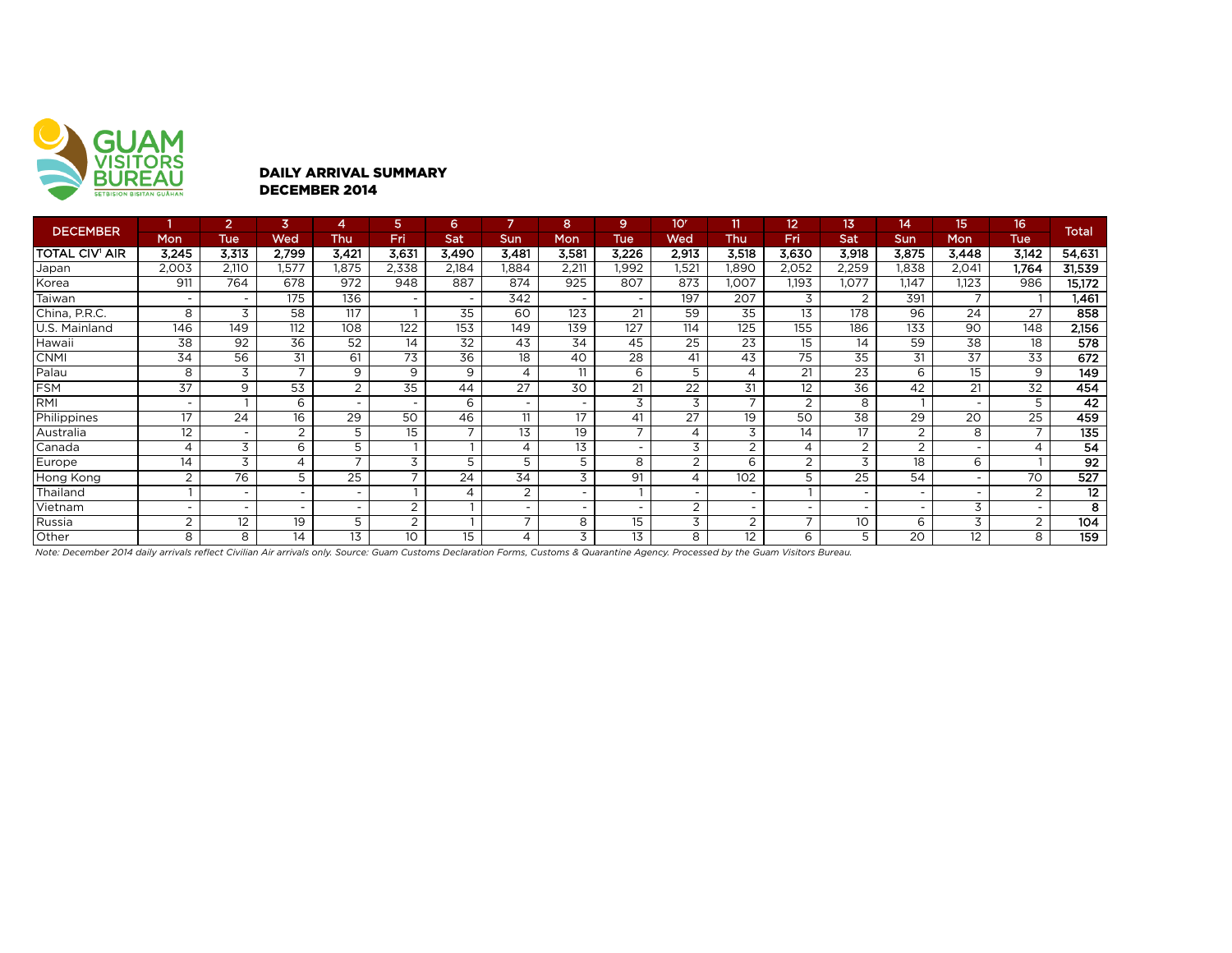GUAM VISITORS BUREAU
SETBISION BISITAN GUÅHAN

## DAILY ARRIVAL SUMMARY
## DECEMBER 2014

| DECEMBER | 1 | 2 | 3 | 4 | 5 | 6 | 7 | 8 | 9 | 10[r] | 11 | 12 | 13 | 14 | 15 | 16 | Total |
|---|---|---|---|---|---|---|---|---|---|---|---|---|---|---|---|---|---|
| | Mon | Tue | Wed | Thu | Fri | Sat | Sun | Mon | Tue | Wed | Thu | Fri | Sat | Sun | Mon | Tue | |
| **TOTAL CIV[1] AIR** | **3,245** | **3,313** | **2,799** | **3,421** | **3,631** | **3,490** | **3,481** | **3,581** | **3,226** | **2,913** | **3,518** | **3,630** | **3,918** | **3,875** | **3,448** | **3,142** | **54,631** |
| Japan | 2,003 | 2,110 | 1,577 | 1,875 | 2,338 | 2,184 | 1,884 | 2,211 | 1,992 | 1,521 | 1,890 | 2,052 | 2,259 | 1,838 | 2,041 | **1,764** | **31,539** |
| Korea | 911 | 764 | 678 | 972 | 948 | 887 | 874 | 925 | 807 | 873 | 1,007 | 1,193 | 1,077 | 1,147 | 1,123 | 986 | **15,172** |
| Taiwan | - | - | 175 | 136 | - | - | 342 | - | - | 197 | 207 | 3 | 2 | 391 | 7 | 1 | **1,461** |
| China, P.R.C. | 8 | 3 | 58 | 117 | 1 | 35 | 60 | 123 | 21 | 59 | 35 | 13 | 178 | 96 | 24 | 27 | **858** |
| U.S. Mainland | 146 | 149 | 112 | 108 | 122 | 153 | 149 | 139 | 127 | 114 | 125 | 155 | 186 | 133 | 90 | 148 | **2,156** |
| Hawaii | 38 | 92 | 36 | 52 | 14 | 32 | 43 | 34 | 45 | 25 | 23 | 15 | 14 | 59 | 38 | 18 | **578** |
| CNMI | 34 | 56 | 31 | 61 | 73 | 36 | 18 | 40 | 28 | 41 | 43 | 75 | 35 | 31 | 37 | 33 | **672** |
| Palau | 8 | 3 | 7 | 9 | 9 | 9 | 4 | 11 | 6 | 5 | 4 | 21 | 23 | 6 | 15 | 9 | **149** |
| FSM | 37 | 9 | 53 | 2 | 35 | 44 | 27 | 30 | 21 | 22 | 31 | 12 | 36 | 42 | 21 | 32 | **454** |
| RMI | - | 1 | 6 | - | - | 6 | - | - | 3 | 3 | 7 | 2 | 8 | 1 | - | 5 | **42** |
| Philippines | 17 | 24 | 16 | 29 | 50 | 46 | 11 | 17 | 41 | 27 | 19 | 50 | 38 | 29 | 20 | 25 | **459** |
| Australia | 12 | - | 2 | 5 | 15 | 7 | 13 | 19 | 7 | 4 | 3 | 14 | 17 | 2 | 8 | 7 | **135** |
| Canada | 4 | 3 | 6 | 5 | 1 | 1 | 4 | 13 | - | 3 | 2 | 4 | 2 | 2 | - | 4 | **54** |
| Europe | 14 | 3 | 4 | 7 | 3 | 5 | 5 | 5 | 8 | 2 | 6 | 2 | 3 | 18 | 6 | 1 | **92** |
| Hong Kong | 2 | 76 | 5 | 25 | 7 | 24 | 34 | 3 | 91 | 4 | 102 | 5 | 25 | 54 | - | 70 | **527** |
| Thailand | 1 | - | - | - | 1 | 4 | 2 | - | 1 | - | - | 1 | - | - | - | 2 | **12** |
| Vietnam | - | - | - | - | 2 | 1 | - | - | - | 2 | - | - | - | - | 3 | - | **8** |
| Russia | 2 | 12 | 19 | 5 | 2 | 1 | 7 | 8 | 15 | 3 | 2 | 7 | 10 | 6 | 3 | 2 | **104** |
| Other | 8 | 8 | 14 | 13 | 10 | 15 | 4 | 3 | 13 | 8 | 12 | 6 | 5 | 20 | 12 | 8 | **159** |

*Note: December 2014 daily arrivals reflect Civilian Air arrivals only. Source: Guam Customs Declaration Forms, Customs & Quarantine Agency. Processed by the Guam Visitors Bureau.*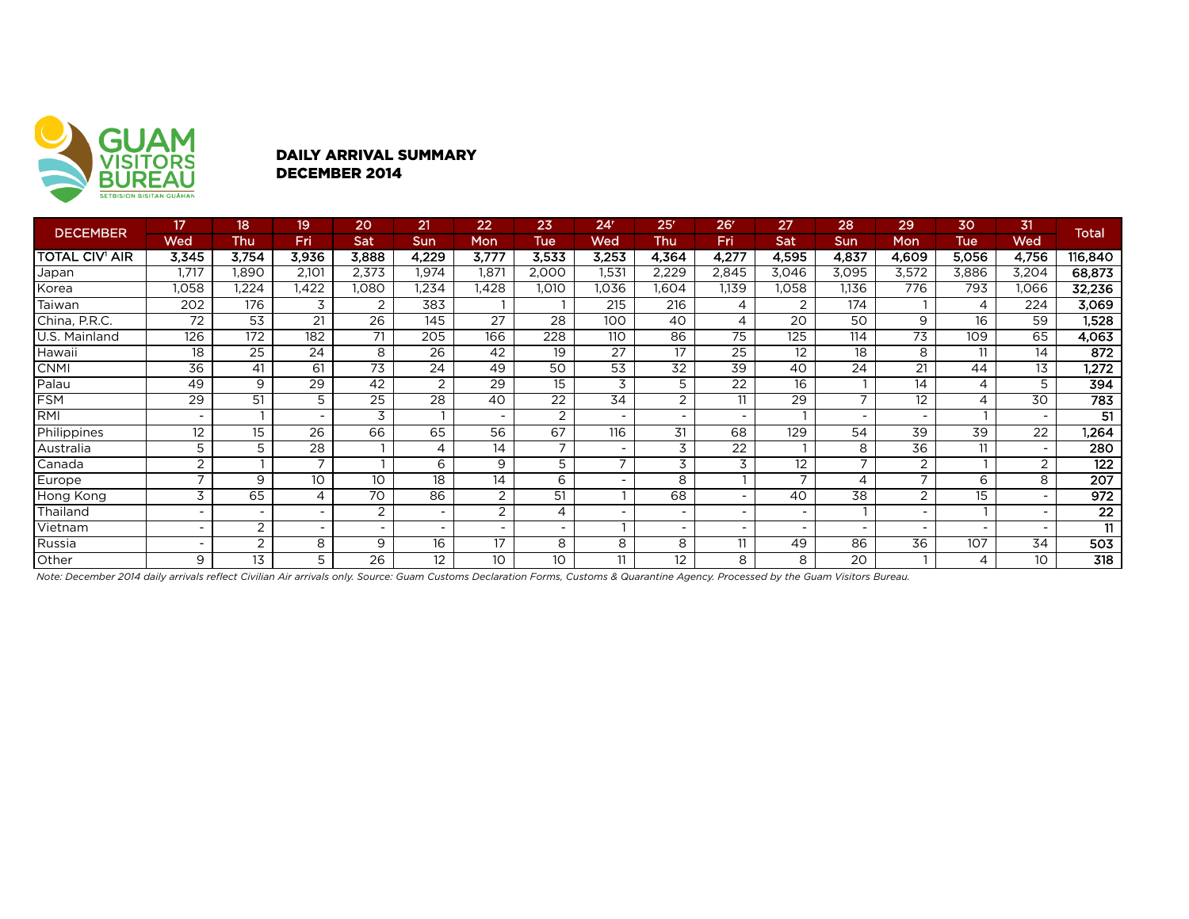GUAM VISITORS BUREAU
SETBISION BISITAN GUÅHAN

## DAILY ARRIVAL SUMMARY
## DECEMBER 2014

| DECEMBER | 17 | 18 | 19 | 20 | 21 | 22 | 23 | 24r | 25r | 26r | 27 | 28 | 29 | 30 | 31 | Total |
|---|---|---|---|---|---|---|---|---|---|---|---|---|---|---|---|---|
| | Wed | Thu | Fri | Sat | Sun | Mon | Tue | Wed | Thu | Fri | Sat | Sun | Mon | Tue | Wed | |
| **TOTAL CIV[1] AIR** | **3,345** | **3,754** | **3,936** | **3,888** | **4,229** | **3,777** | **3,533** | **3,253** | **4,364** | **4,277** | **4,595** | **4,837** | **4,609** | **5,056** | **4,756** | **116,840** |
| Japan | 1,717 | 1,890 | 2,101 | 2,373 | 1,974 | 1,871 | 2,000 | 1,531 | 2,229 | 2,845 | 3,046 | 3,095 | 3,572 | 3,886 | 3,204 | **68,873** |
| Korea | 1,058 | 1,224 | 1,422 | 1,080 | 1,234 | 1,428 | 1,010 | 1,036 | 1,604 | 1,139 | 1,058 | 1,136 | 776 | 793 | 1,066 | **32,236** |
| Taiwan | 202 | 176 | 3 | 2 | 383 | 1 | 1 | 215 | 216 | 4 | 2 | 174 | 1 | 4 | 224 | **3,069** |
| China, P.R.C. | 72 | 53 | 21 | 26 | 145 | 27 | 28 | 100 | 40 | 4 | 20 | 50 | 9 | 16 | 59 | **1,528** |
| U.S. Mainland | 126 | 172 | 182 | 71 | 205 | 166 | 228 | 110 | 86 | 75 | 125 | 114 | 73 | 109 | 65 | **4,063** |
| Hawaii | 18 | 25 | 24 | 8 | 26 | 42 | 19 | 27 | 17 | 25 | 12 | 18 | 8 | 11 | 14 | **872** |
| CNMI | 36 | 41 | 61 | 73 | 24 | 49 | 50 | 53 | 32 | 39 | 40 | 24 | 21 | 44 | 13 | **1,272** |
| Palau | 49 | 9 | 29 | 42 | 2 | 29 | 15 | 3 | 5 | 22 | 16 | 1 | 14 | 4 | 5 | **394** |
| FSM | 29 | 51 | 5 | 25 | 28 | 40 | 22 | 34 | 2 | 11 | 29 | 7 | 12 | 4 | 30 | **783** |
| RMI | - | 1 | - | 3 | 1 | - | 2 | - | - | - | 1 | - | - | 1 | - | **51** |
| Philippines | 12 | 15 | 26 | 66 | 65 | 56 | 67 | 116 | 31 | 68 | 129 | 54 | 39 | 39 | 22 | **1,264** |
| Australia | 5 | 5 | 28 | 1 | 4 | 14 | 7 | - | 3 | 22 | 1 | 8 | 36 | 11 | - | **280** |
| Canada | 2 | 1 | 7 | 1 | 6 | 9 | 5 | 7 | 3 | 3 | 12 | 7 | 2 | 1 | 2 | **122** |
| Europe | 7 | 9 | 10 | 10 | 18 | 14 | 6 | - | 8 | 1 | 7 | 4 | 7 | 6 | 8 | **207** |
| Hong Kong | 3 | 65 | 4 | 70 | 86 | 2 | 51 | 1 | 68 | - | 40 | 38 | 2 | 15 | - | **972** |
| Thailand | - | - | - | 2 | - | 2 | 4 | - | - | - | - | 1 | - | 1 | - | **22** |
| Vietnam | - | 2 | - | - | - | - | - | 1 | - | - | - | - | - | - | - | **11** |
| Russia | - | 2 | 8 | 9 | 16 | 17 | 8 | 8 | 8 | 11 | 49 | 86 | 36 | 107 | 34 | **503** |
| Other | 9 | 13 | 5 | 26 | 12 | 10 | 10 | 11 | 12 | 8 | 8 | 20 | 1 | 4 | 10 | **318** |

*Note: December 2014 daily arrivals reflect Civilian Air arrivals only. Source: Guam Customs Declaration Forms, Customs & Quarantine Agency. Processed by the Guam Visitors Bureau.*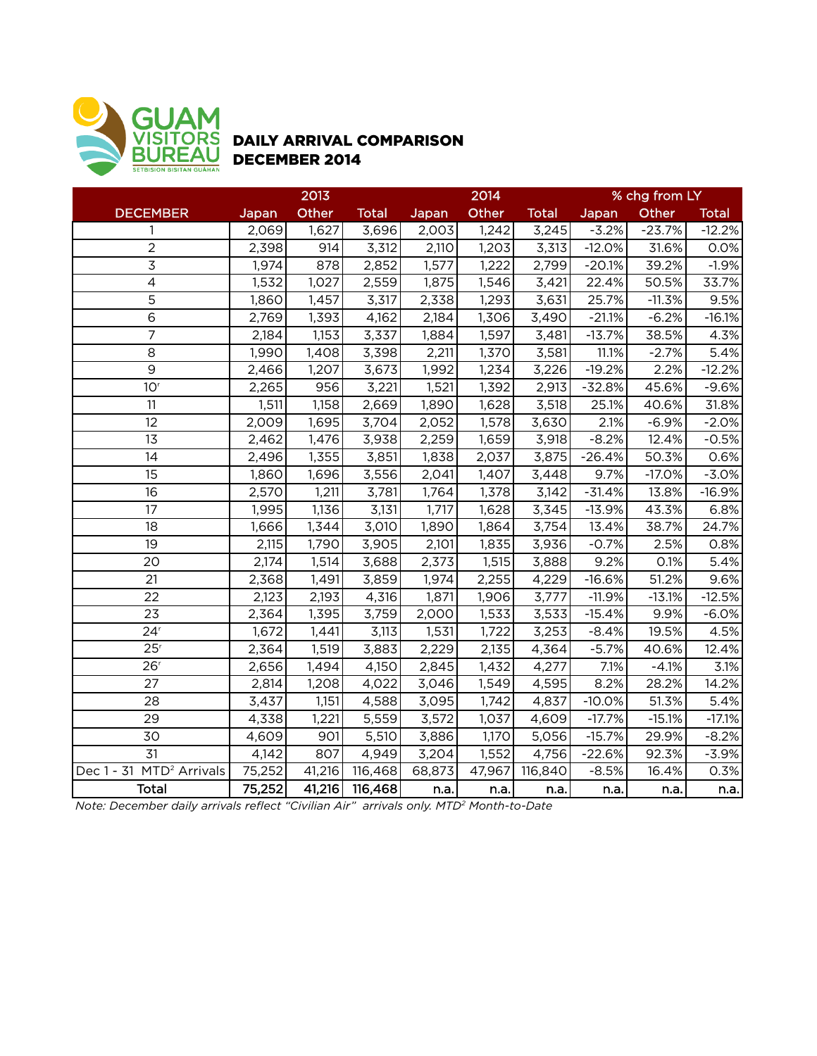GUAM VISITORS BUREAU
SETBISION BISITAN GUÅHAN

# DAILY ARRIVAL COMPARISON
# DECEMBER 2014

| | 2013 | | | 2014 | | | % chg from LY | | |
|---|---|---|---|---|---|---|---|---|---|
| DECEMBER | Japan | Other | Total | Japan | Other | Total | Japan | Other | Total |
| 1 | 2,069 | 1,627 | 3,696 | 2,003 | 1,242 | 3,245 | -3.2% | -23.7% | -12.2% |
| 2 | 2,398 | 914 | 3,312 | 2,110 | 1,203 | 3,313 | -12.0% | 31.6% | 0.0% |
| 3 | 1,974 | 878 | 2,852 | 1,577 | 1,222 | 2,799 | -20.1% | 39.2% | -1.9% |
| 4 | 1,532 | 1,027 | 2,559 | 1,875 | 1,546 | 3,421 | 22.4% | 50.5% | 33.7% |
| 5 | 1,860 | 1,457 | 3,317 | 2,338 | 1,293 | 3,631 | 25.7% | -11.3% | 9.5% |
| 6 | 2,769 | 1,393 | 4,162 | 2,184 | 1,306 | 3,490 | -21.1% | -6.2% | -16.1% |
| 7 | 2,184 | 1,153 | 3,337 | 1,884 | 1,597 | 3,481 | -13.7% | 38.5% | 4.3% |
| 8 | 1,990 | 1,408 | 3,398 | 2,211 | 1,370 | 3,581 | 11.1% | -2.7% | 5.4% |
| 9 | 2,466 | 1,207 | 3,673 | 1,992 | 1,234 | 3,226 | -19.2% | 2.2% | -12.2% |
| 10[r] | 2,265 | 956 | 3,221 | 1,521 | 1,392 | 2,913 | -32.8% | 45.6% | -9.6% |
| 11 | 1,511 | 1,158 | 2,669 | 1,890 | 1,628 | 3,518 | 25.1% | 40.6% | 31.8% |
| 12 | 2,009 | 1,695 | 3,704 | 2,052 | 1,578 | 3,630 | 2.1% | -6.9% | -2.0% |
| 13 | 2,462 | 1,476 | 3,938 | 2,259 | 1,659 | 3,918 | -8.2% | 12.4% | -0.5% |
| 14 | 2,496 | 1,355 | 3,851 | 1,838 | 2,037 | 3,875 | -26.4% | 50.3% | 0.6% |
| 15 | 1,860 | 1,696 | 3,556 | 2,041 | 1,407 | 3,448 | 9.7% | -17.0% | -3.0% |
| 16 | 2,570 | 1,211 | 3,781 | 1,764 | 1,378 | 3,142 | -31.4% | 13.8% | -16.9% |
| 17 | 1,995 | 1,136 | 3,131 | 1,717 | 1,628 | 3,345 | -13.9% | 43.3% | 6.8% |
| 18 | 1,666 | 1,344 | 3,010 | 1,890 | 1,864 | 3,754 | 13.4% | 38.7% | 24.7% |
| 19 | 2,115 | 1,790 | 3,905 | 2,101 | 1,835 | 3,936 | -0.7% | 2.5% | 0.8% |
| 20 | 2,174 | 1,514 | 3,688 | 2,373 | 1,515 | 3,888 | 9.2% | 0.1% | 5.4% |
| 21 | 2,368 | 1,491 | 3,859 | 1,974 | 2,255 | 4,229 | -16.6% | 51.2% | 9.6% |
| 22 | 2,123 | 2,193 | 4,316 | 1,871 | 1,906 | 3,777 | -11.9% | -13.1% | -12.5% |
| 23 | 2,364 | 1,395 | 3,759 | 2,000 | 1,533 | 3,533 | -15.4% | 9.9% | -6.0% |
| 24[r] | 1,672 | 1,441 | 3,113 | 1,531 | 1,722 | 3,253 | -8.4% | 19.5% | 4.5% |
| 25[r] | 2,364 | 1,519 | 3,883 | 2,229 | 2,135 | 4,364 | -5.7% | 40.6% | 12.4% |
| 26[r] | 2,656 | 1,494 | 4,150 | 2,845 | 1,432 | 4,277 | 7.1% | -4.1% | 3.1% |
| 27 | 2,814 | 1,208 | 4,022 | 3,046 | 1,549 | 4,595 | 8.2% | 28.2% | 14.2% |
| 28 | 3,437 | 1,151 | 4,588 | 3,095 | 1,742 | 4,837 | -10.0% | 51.3% | 5.4% |
| 29 | 4,338 | 1,221 | 5,559 | 3,572 | 1,037 | 4,609 | -17.7% | -15.1% | -17.1% |
| 30 | 4,609 | 901 | 5,510 | 3,886 | 1,170 | 5,056 | -15.7% | 29.9% | -8.2% |
| 31 | 4,142 | 807 | 4,949 | 3,204 | 1,552 | 4,756 | -22.6% | 92.3% | -3.9% |
| Dec 1 - 31 MTD[2] Arrivals | 75,252 | 41,216 | 116,468 | 68,873 | 47,967 | 116,840 | -8.5% | 16.4% | 0.3% |
| **Total** | **75,252** | **41,216** | **116,468** | n.a. | n.a. | n.a. | n.a. | n.a. | n.a. |

*Note: December daily arrivals reflect "Civilian Air" arrivals only. MTD[2] Month-to-Date*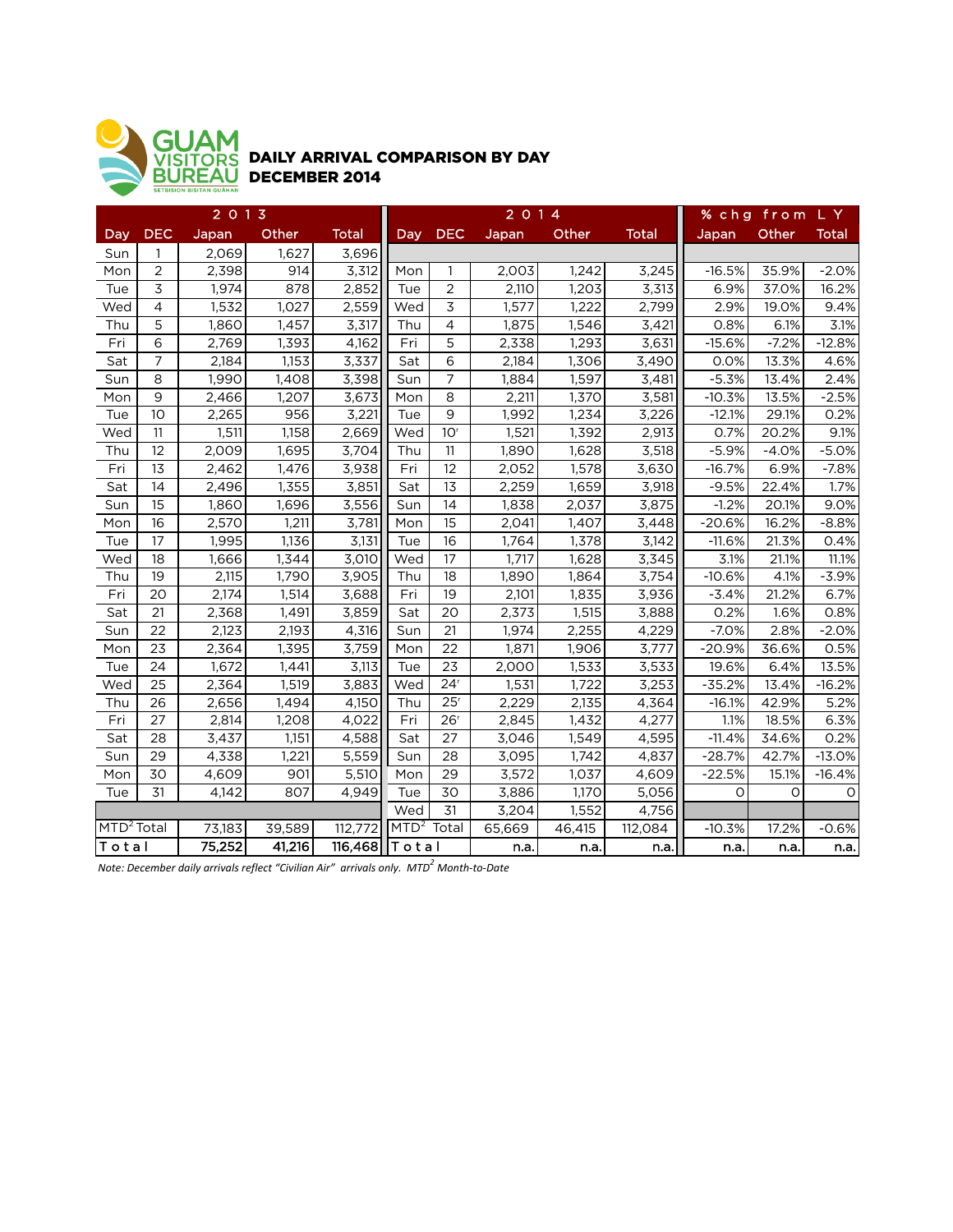GUAM VISITORS BUREAU
SETBISION BISITAN GUÅHAN

# DAILY ARRIVAL COMPARISON BY DAY
# DECEMBER 2014

| 2013 | | | | | 2014 | | | | | % chg from LY | | |
|---|---|---|---|---|---|---|---|---|---|---|---|---|
| Day | DEC | Japan | Other | Total | Day | DEC | Japan | Other | Total | Japan | Other | Total |
| Sun | 1 | 2,069 | 1,627 | 3,696 | | | | | | | | |
| Mon | 2 | 2,398 | 914 | 3,312 | Mon | 1 | 2,003 | 1,242 | 3,245 | -16.5% | 35.9% | -2.0% |
| Tue | 3 | 1,974 | 878 | 2,852 | Tue | 2 | 2,110 | 1,203 | 3,313 | 6.9% | 37.0% | 16.2% |
| Wed | 4 | 1,532 | 1,027 | 2,559 | Wed | 3 | 1,577 | 1,222 | 2,799 | 2.9% | 19.0% | 9.4% |
| Thu | 5 | 1,860 | 1,457 | 3,317 | Thu | 4 | 1,875 | 1,546 | 3,421 | 0.8% | 6.1% | 3.1% |
| Fri | 6 | 2,769 | 1,393 | 4,162 | Fri | 5 | 2,338 | 1,293 | 3,631 | -15.6% | -7.2% | -12.8% |
| Sat | 7 | 2,184 | 1,153 | 3,337 | Sat | 6 | 2,184 | 1,306 | 3,490 | 0.0% | 13.3% | 4.6% |
| Sun | 8 | 1,990 | 1,408 | 3,398 | Sun | 7 | 1,884 | 1,597 | 3,481 | -5.3% | 13.4% | 2.4% |
| Mon | 9 | 2,466 | 1,207 | 3,673 | Mon | 8 | 2,211 | 1,370 | 3,581 | -10.3% | 13.5% | -2.5% |
| Tue | 10 | 2,265 | 956 | 3,221 | Tue | 9 | 1,992 | 1,234 | 3,226 | -12.1% | 29.1% | 0.2% |
| Wed | 11 | 1,511 | 1,158 | 2,669 | Wed | 10r | 1,521 | 1,392 | 2,913 | 0.7% | 20.2% | 9.1% |
| Thu | 12 | 2,009 | 1,695 | 3,704 | Thu | 11 | 1,890 | 1,628 | 3,518 | -5.9% | -4.0% | -5.0% |
| Fri | 13 | 2,462 | 1,476 | 3,938 | Fri | 12 | 2,052 | 1,578 | 3,630 | -16.7% | 6.9% | -7.8% |
| Sat | 14 | 2,496 | 1,355 | 3,851 | Sat | 13 | 2,259 | 1,659 | 3,918 | -9.5% | 22.4% | 1.7% |
| Sun | 15 | 1,860 | 1,696 | 3,556 | Sun | 14 | 1,838 | 2,037 | 3,875 | -1.2% | 20.1% | 9.0% |
| Mon | 16 | 2,570 | 1,211 | 3,781 | Mon | 15 | 2,041 | 1,407 | 3,448 | -20.6% | 16.2% | -8.8% |
| Tue | 17 | 1,995 | 1,136 | 3,131 | Tue | 16 | 1,764 | 1,378 | 3,142 | -11.6% | 21.3% | 0.4% |
| Wed | 18 | 1,666 | 1,344 | 3,010 | Wed | 17 | 1,717 | 1,628 | 3,345 | 3.1% | 21.1% | 11.1% |
| Thu | 19 | 2,115 | 1,790 | 3,905 | Thu | 18 | 1,890 | 1,864 | 3,754 | -10.6% | 4.1% | -3.9% |
| Fri | 20 | 2,174 | 1,514 | 3,688 | Fri | 19 | 2,101 | 1,835 | 3,936 | -3.4% | 21.2% | 6.7% |
| Sat | 21 | 2,368 | 1,491 | 3,859 | Sat | 20 | 2,373 | 1,515 | 3,888 | 0.2% | 1.6% | 0.8% |
| Sun | 22 | 2,123 | 2,193 | 4,316 | Sun | 21 | 1,974 | 2,255 | 4,229 | -7.0% | 2.8% | -2.0% |
| Mon | 23 | 2,364 | 1,395 | 3,759 | Mon | 22 | 1,871 | 1,906 | 3,777 | -20.9% | 36.6% | 0.5% |
| Tue | 24 | 1,672 | 1,441 | 3,113 | Tue | 23 | 2,000 | 1,533 | 3,533 | 19.6% | 6.4% | 13.5% |
| Wed | 25 | 2,364 | 1,519 | 3,883 | Wed | 24r | 1,531 | 1,722 | 3,253 | -35.2% | 13.4% | -16.2% |
| Thu | 26 | 2,656 | 1,494 | 4,150 | Thu | 25r | 2,229 | 2,135 | 4,364 | -16.1% | 42.9% | 5.2% |
| Fri | 27 | 2,814 | 1,208 | 4,022 | Fri | 26r | 2,845 | 1,432 | 4,277 | 1.1% | 18.5% | 6.3% |
| Sat | 28 | 3,437 | 1,151 | 4,588 | Sat | 27 | 3,046 | 1,549 | 4,595 | -11.4% | 34.6% | 0.2% |
| Sun | 29 | 4,338 | 1,221 | 5,559 | Sun | 28 | 3,095 | 1,742 | 4,837 | -28.7% | 42.7% | -13.0% |
| Mon | 30 | 4,609 | 901 | 5,510 | Mon | 29 | 3,572 | 1,037 | 4,609 | -22.5% | 15.1% | -16.4% |
| Tue | 31 | 4,142 | 807 | 4,949 | Tue | 30 | 3,886 | 1,170 | 5,056 | 0 | 0 | 0 |
| | | | | | Wed | 31 | 3,204 | 1,552 | 4,756 | | | |
| MTD[2] Total | | 73,183 | 39,589 | 112,772 | MTD[2] Total | | 65,669 | 46,415 | 112,084 | -10.3% | 17.2% | -0.6% |
| **Total** | | **75,252** | **41,216** | **116,468** | **Total** | | **n.a.** | **n.a.** | **n.a.** | **n.a.** | **n.a.** | **n.a.** |

*Note: December daily arrivals reflect "Civilian Air" arrivals only. MTD[2] Month-to-Date*